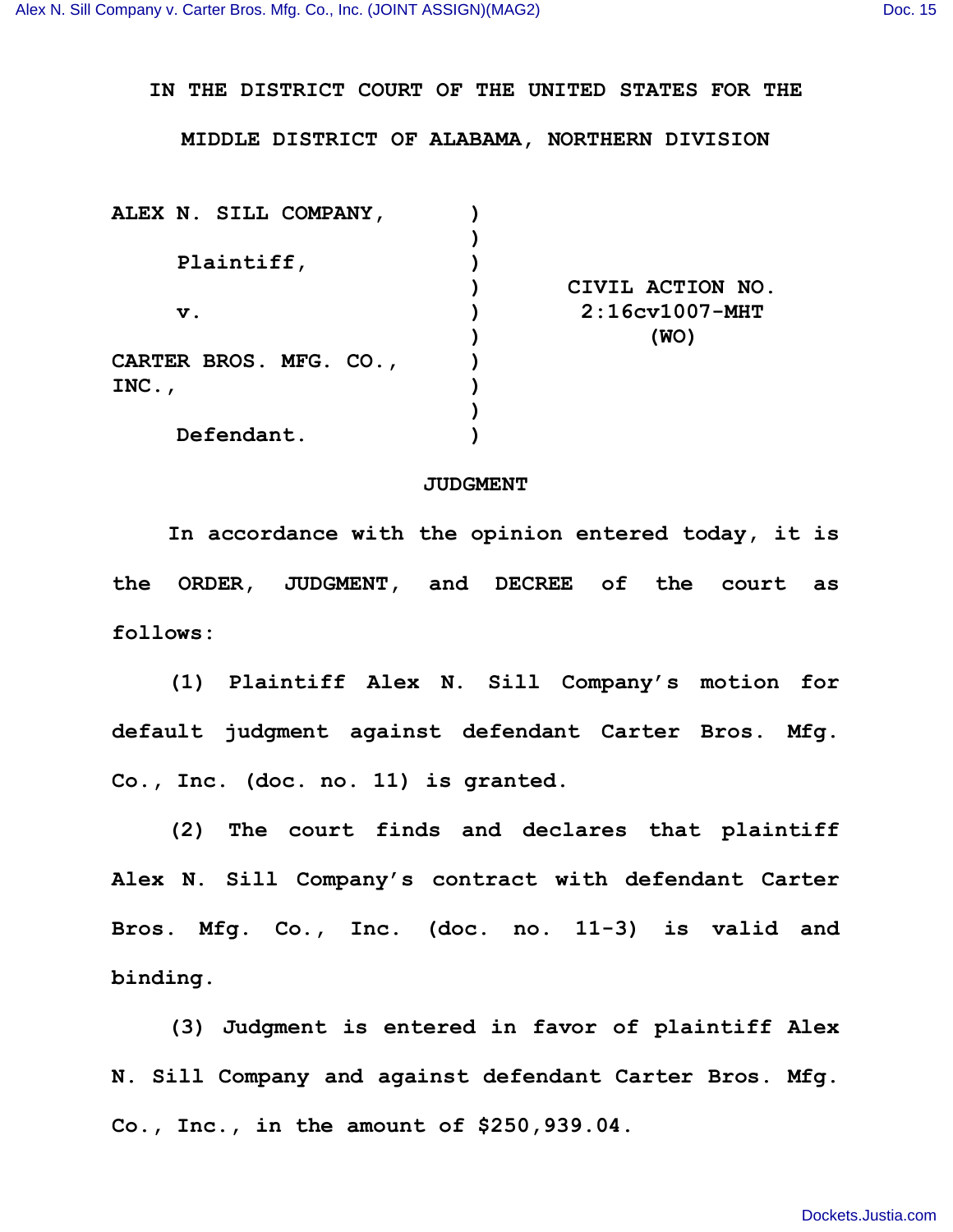IN THE DISTRICT COURT OF THE UNITED STATES FOR THE

MIDDLE DISTRICT OF ALABAMA, NORTHERN DIVISION

| | | |
|---|---|---|
| ALEX N. SILL COMPANY, | ) | |
| Plaintiff, | ) | |
| | ) | CIVIL ACTION NO. |
| v. | ) | 2:16cv1007-MHT |
| | ) | (WO) |
| CARTER BROS. MFG. CO., INC., | ) | |
| Defendant. | ) | |

## JUDGMENT

In accordance with the opinion entered today, it is the ORDER, JUDGMENT, and DECREE of the court as follows:

(1) Plaintiff Alex N. Sill Company's motion for default judgment against defendant Carter Bros. Mfg. Co., Inc. (doc. no. 11) is granted.

(2) The court finds and declares that plaintiff Alex N. Sill Company's contract with defendant Carter Bros. Mfg. Co., Inc. (doc. no. 11-3) is valid and binding.

(3) Judgment is entered in favor of plaintiff Alex N. Sill Company and against defendant Carter Bros. Mfg. Co., Inc., in the amount of $250,939.04.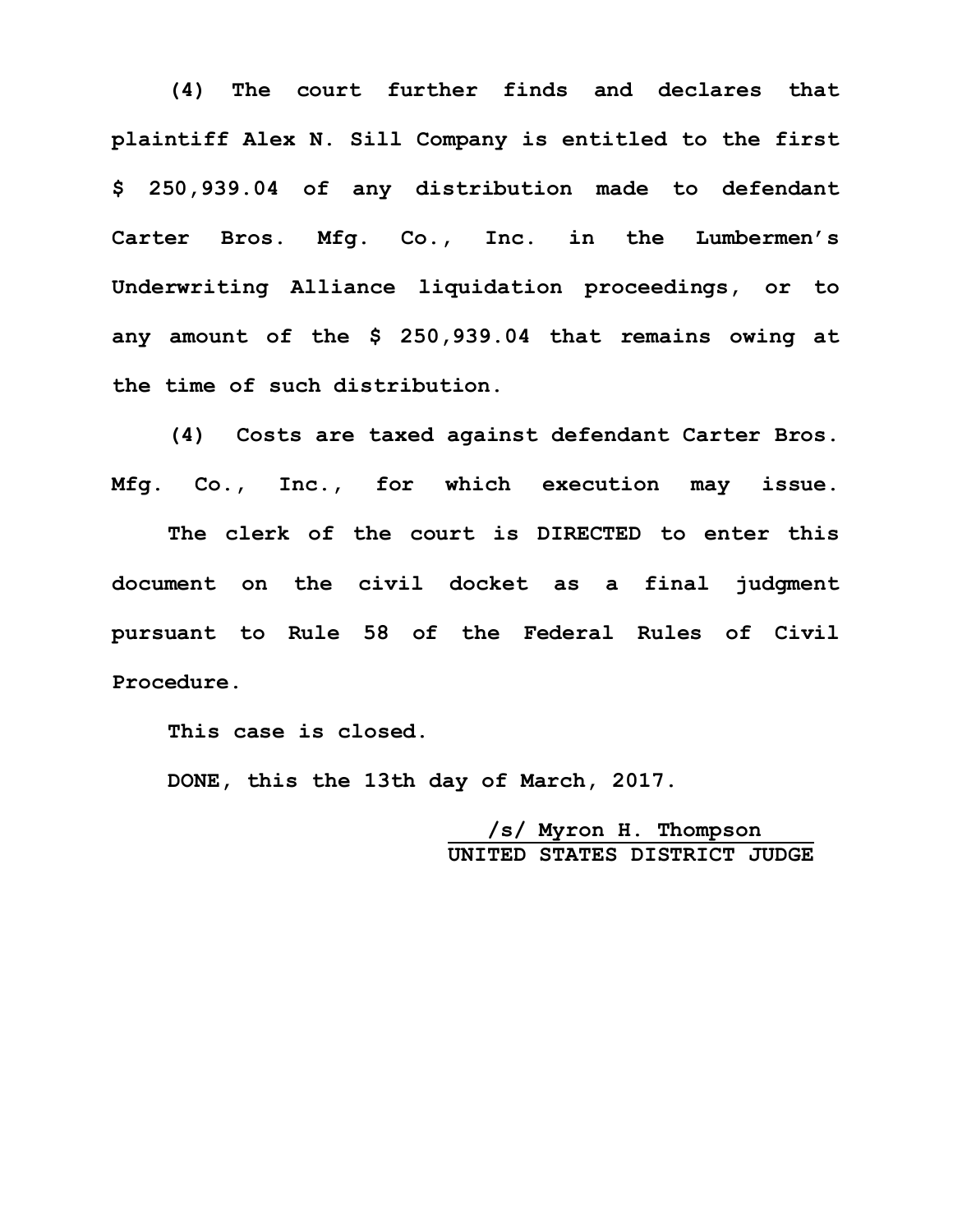**(4) The court further finds and declares that plaintiff Alex N. Sill Company is entitled to the first $ 250,939.04 of any distribution made to defendant Carter Bros. Mfg. Co., Inc. in the Lumbermen's Underwriting Alliance liquidation proceedings, or to any amount of the $ 250,939.04 that remains owing at the time of such distribution.**

**(4) Costs are taxed against defendant Carter Bros. Mfg. Co., Inc., for which execution may issue.**

**The clerk of the court is DIRECTED to enter this document on the civil docket as a final judgment pursuant to Rule 58 of the Federal Rules of Civil Procedure.**

**This case is closed.**

**DONE, this the 13th day of March, 2017.**

**/s/ Myron H. Thompson**
**UNITED STATES DISTRICT JUDGE**